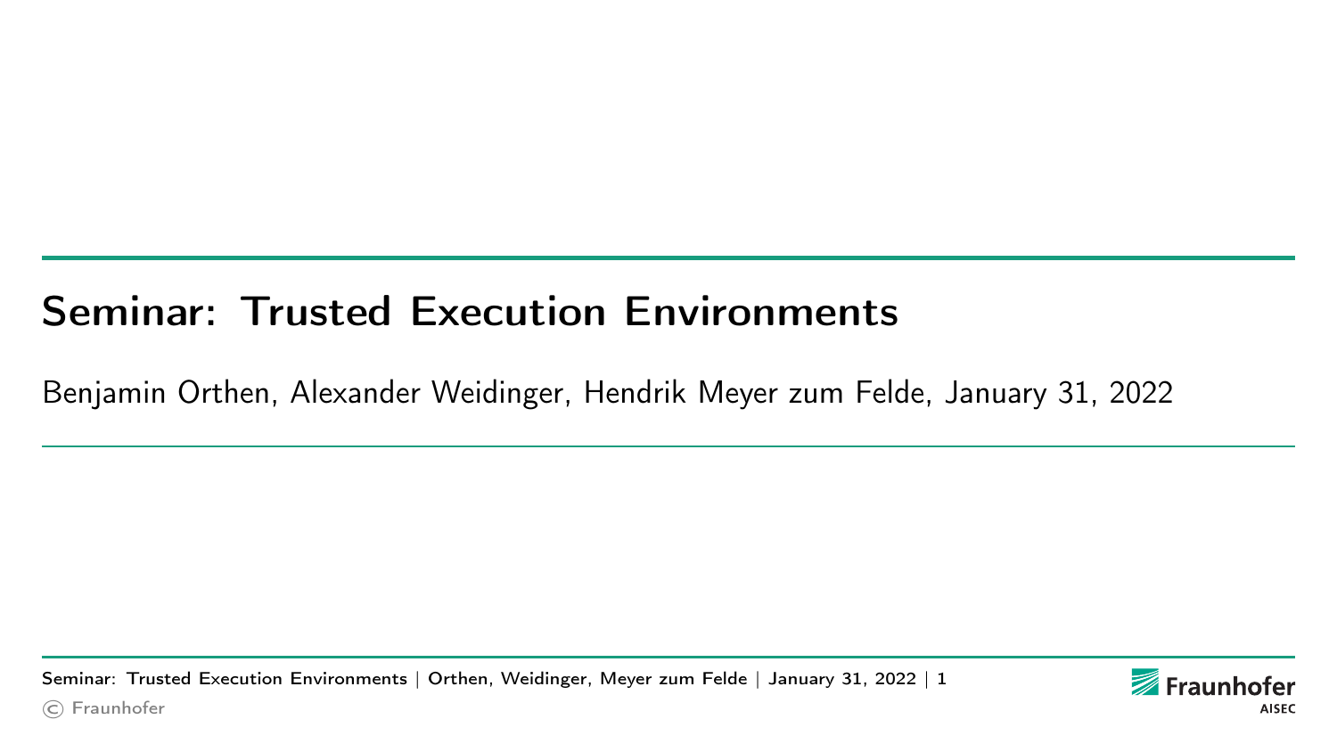# Seminar: Trusted Execution Environments

Benjamin Orthen, Alexander Weidinger, Hendrik Meyer zum Felde, January 31, 2022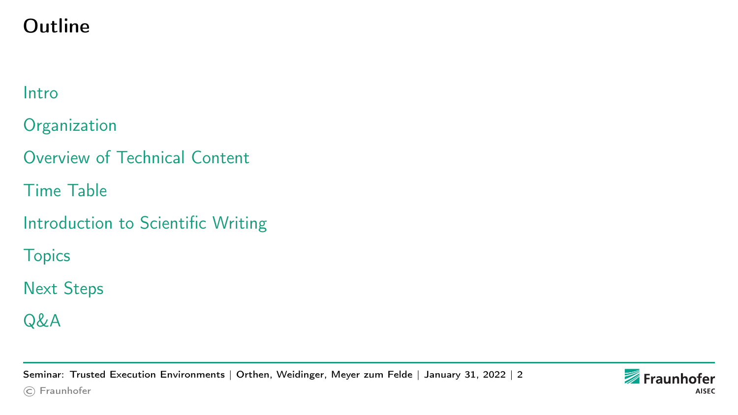# Outline

- Intro
- Organization
- Overview of Technical Content
- Time Table
- Introduction to Scientific Writing
- Topics
- Next Steps
- Q&A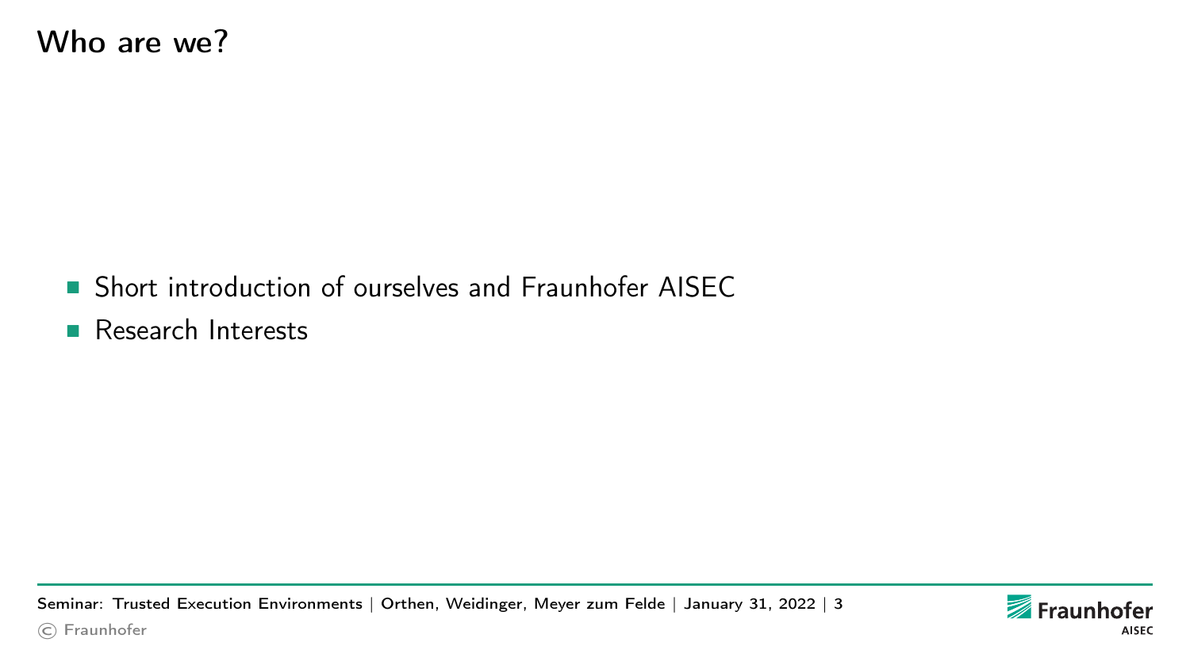# Who are we?

- Short introduction of ourselves and Fraunhofer AISEC
- Research Interests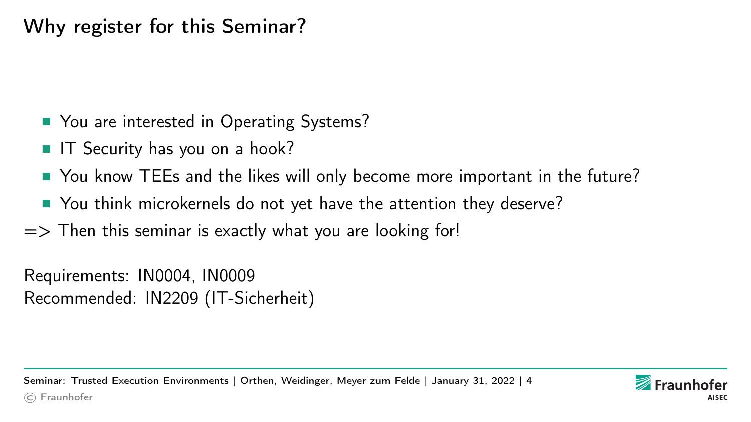# Why register for this Seminar?

- You are interested in Operating Systems?
- IT Security has you on a hook?
- You know TEEs and the likes will only become more important in the future?
- You think microkernels do not yet have the attention they deserve?

=> Then this seminar is exactly what you are looking for!

Requirements: IN0004, IN0009
Recommended: IN2209 (IT-Sicherheit)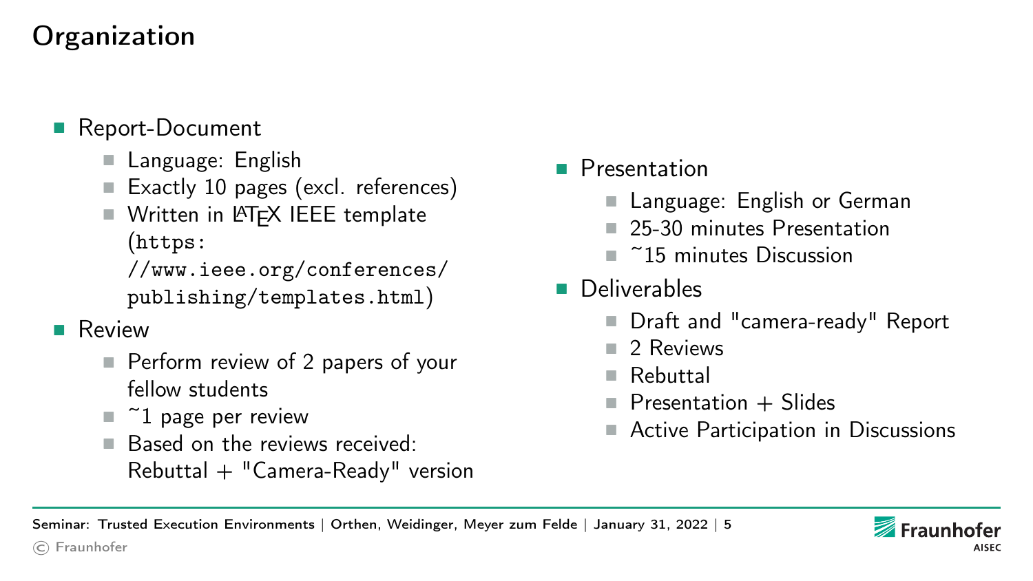# Organization

- Report-Document
  - Language: English
  - Exactly 10 pages (excl. references)
  - Written in LaTeX IEEE template (https://www.ieee.org/conferences/publishing/templates.html)
- Review
  - Perform review of 2 papers of your fellow students
  - ~1 page per review
  - Based on the reviews received: Rebuttal + "Camera-Ready" version
- Presentation
  - Language: English or German
  - 25-30 minutes Presentation
  - ~15 minutes Discussion
- Deliverables
  - Draft and "camera-ready" Report
  - 2 Reviews
  - Rebuttal
  - Presentation + Slides
  - Active Participation in Discussions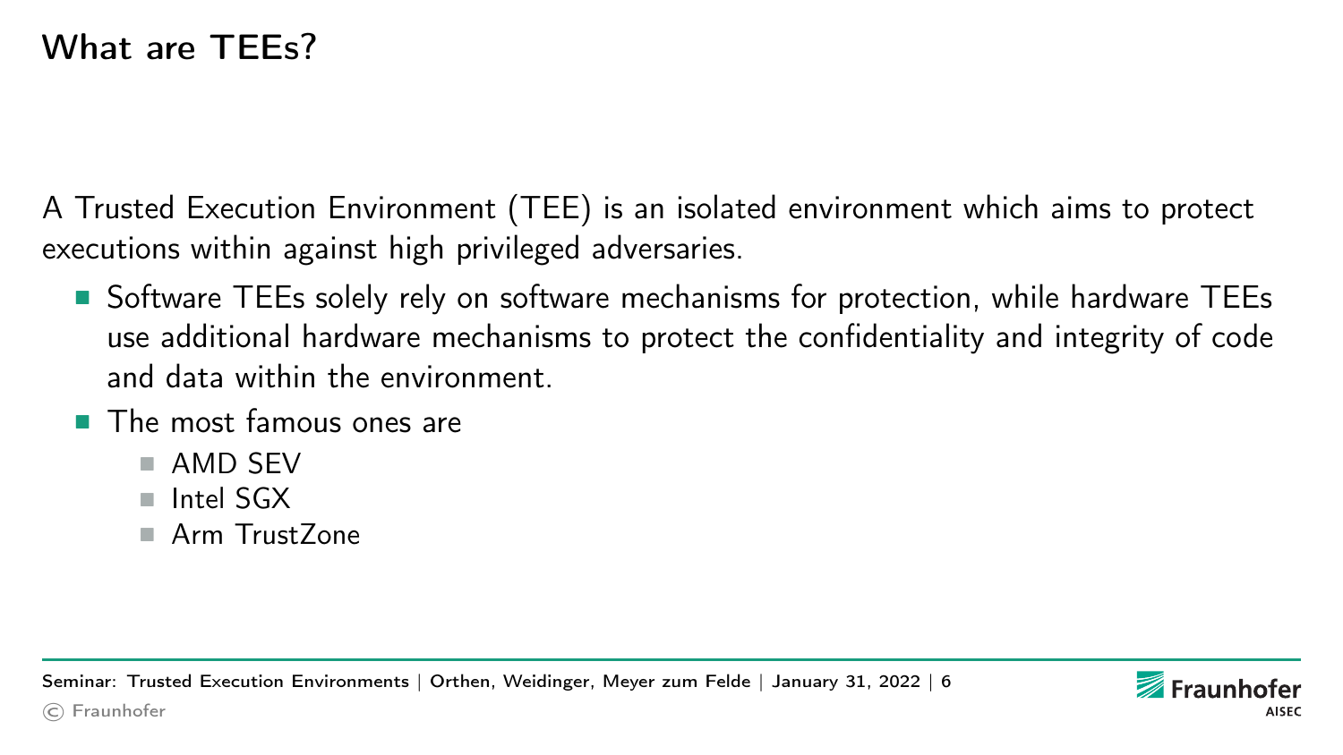# What are TEEs?

A Trusted Execution Environment (TEE) is an isolated environment which aims to protect executions within against high privileged adversaries.

- Software TEEs solely rely on software mechanisms for protection, while hardware TEEs use additional hardware mechanisms to protect the confidentiality and integrity of code and data within the environment.
- The most famous ones are
  - AMD SEV
  - Intel SGX
  - Arm TrustZone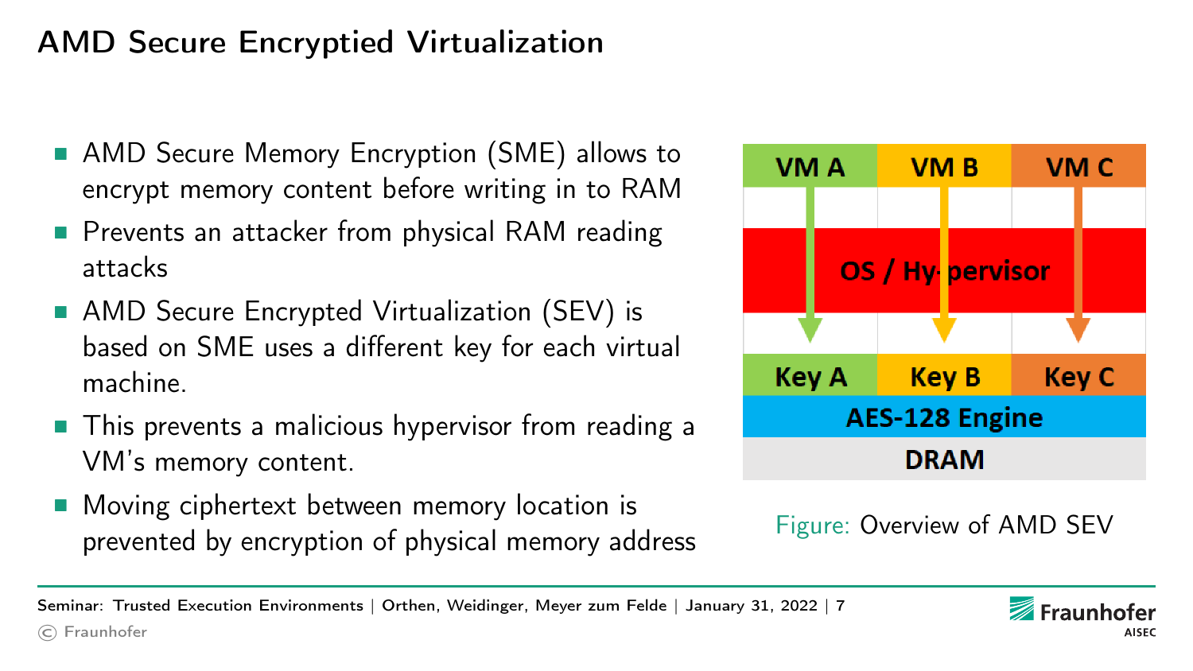# AMD Secure Encryptied Virtualization

- AMD Secure Memory Encryption (SME) allows to encrypt memory content before writing in to RAM
- Prevents an attacker from physical RAM reading attacks
- AMD Secure Encrypted Virtualization (SEV) is based on SME uses a different key for each virtual machine.
- This prevents a malicious hypervisor from reading a VM's memory content.
- Moving ciphertext between memory location is prevented by encryption of physical memory address

| VM A | VM B | VM C |
| --- | --- | --- |
| OS / Hypervisor | | |
| Key A | Key B | Key C |
| AES-128 Engine | | |
| DRAM | | |

Figure: Overview of AMD SEV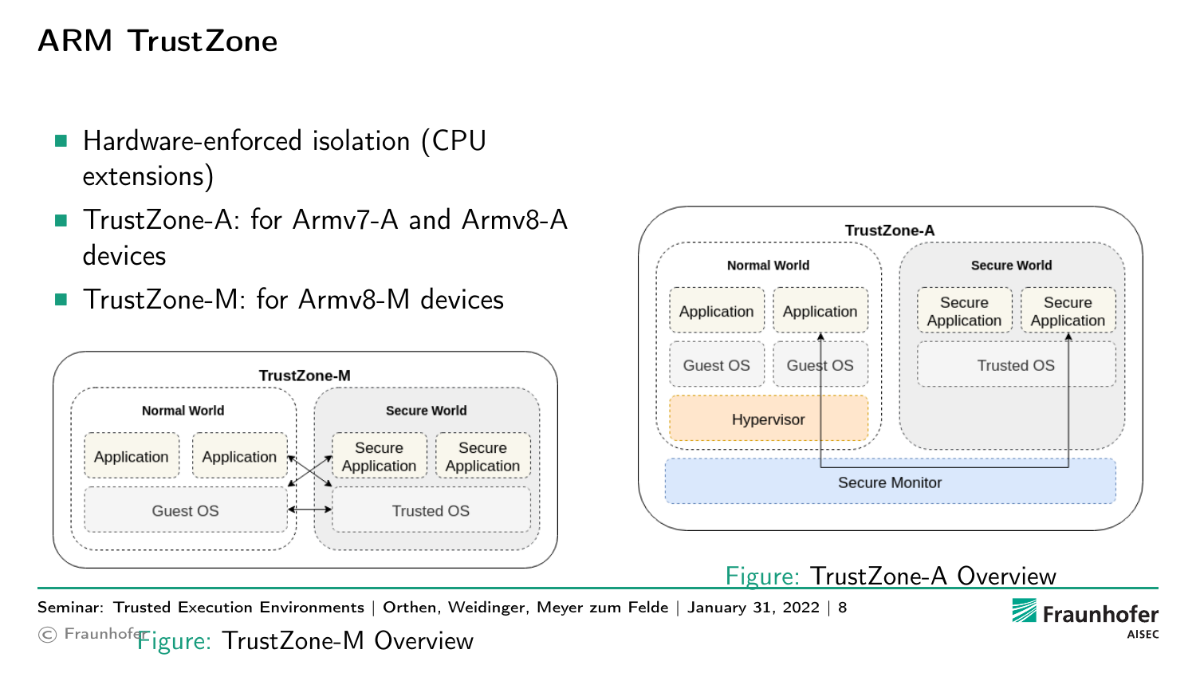# ARM TrustZone

- Hardware-enforced isolation (CPU extensions)
- TrustZone-A: for Armv7-A and Armv8-A devices
- TrustZone-M: for Armv8-M devices

Figure: TrustZone-A Overview

Figure: TrustZone-M Overview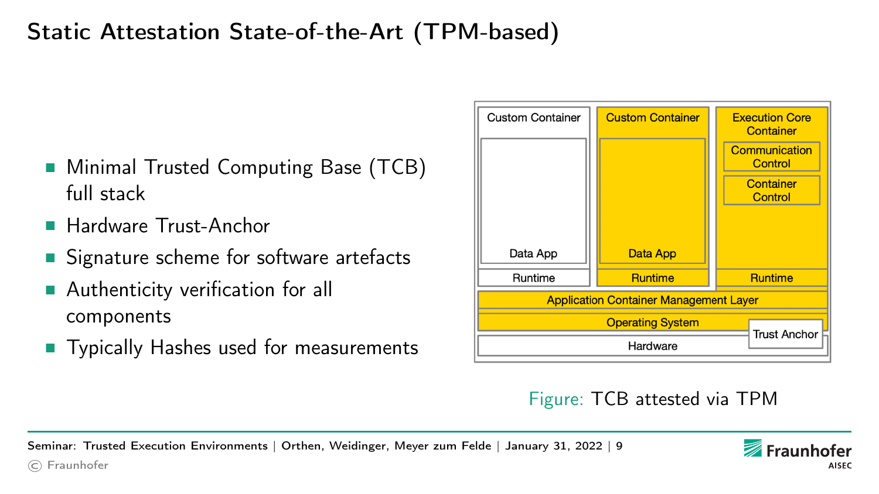# Static Attestation State-of-the-Art (TPM-based)

- Minimal Trusted Computing Base (TCB) full stack
- Hardware Trust-Anchor
- Signature scheme for software artefacts
- Authenticity verification for all components
- Typically Hashes used for measurements

Figure: TCB attested via TPM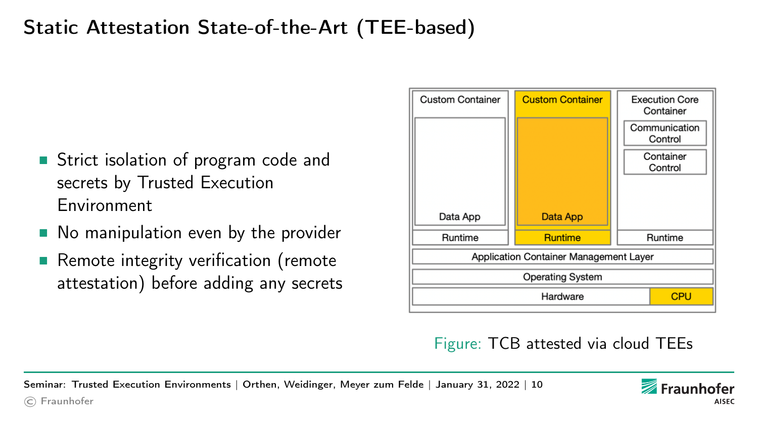# Static Attestation State-of-the-Art (TEE-based)

- Strict isolation of program code and secrets by Trusted Execution Environment
- No manipulation even by the provider
- Remote integrity verification (remote attestation) before adding any secrets

Figure: TCB attested via cloud TEEs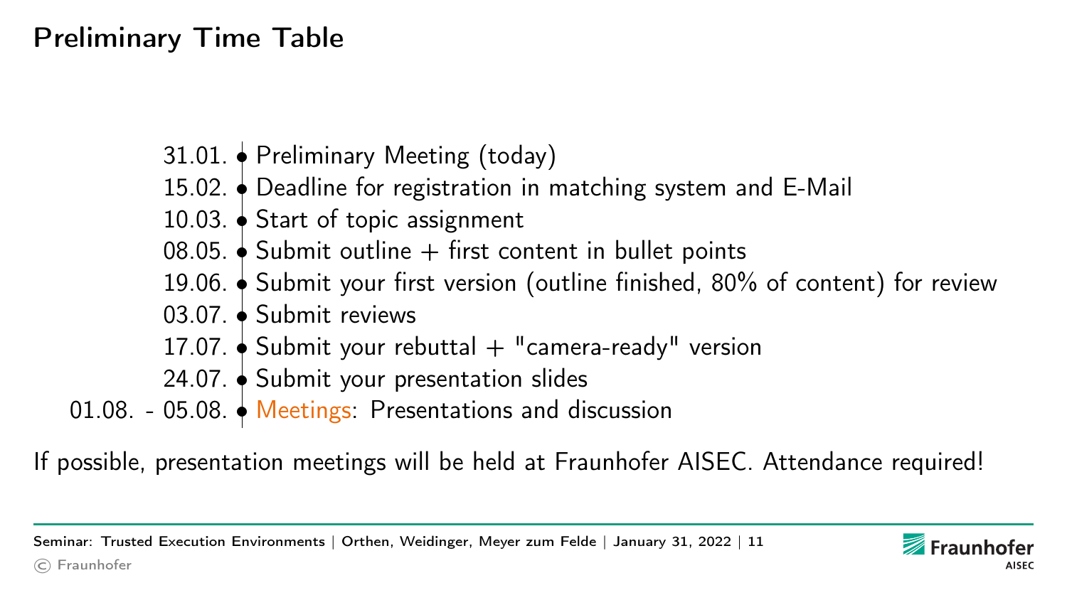# Preliminary Time Table

- 31.01. • Preliminary Meeting (today)
- 15.02. • Deadline for registration in matching system and E-Mail
- 10.03. • Start of topic assignment
- 08.05. • Submit outline + first content in bullet points
- 19.06. • Submit your first version (outline finished, 80% of content) for review
- 03.07. • Submit reviews
- 17.07. • Submit your rebuttal + "camera-ready" version
- 24.07. • Submit your presentation slides
- 01.08. - 05.08. • Meetings: Presentations and discussion

If possible, presentation meetings will be held at Fraunhofer AISEC. Attendance required!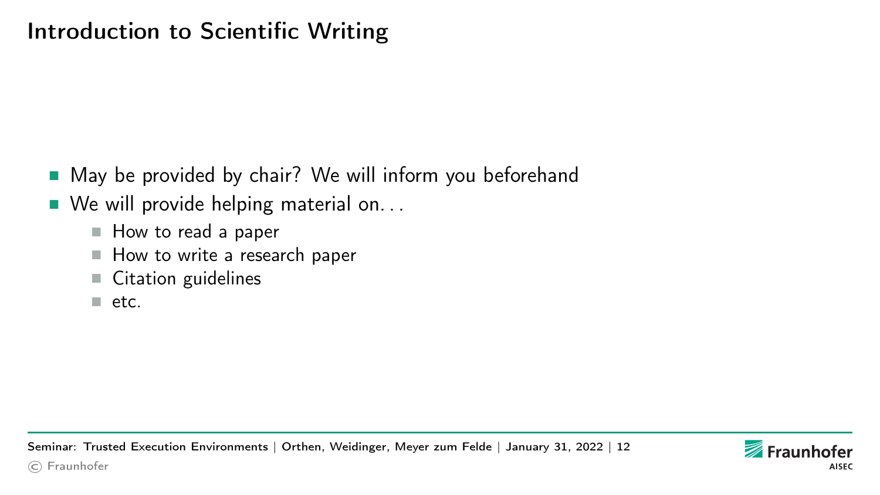# Introduction to Scientific Writing

- May be provided by chair? We will inform you beforehand
- We will provide helping material on...
  - How to read a paper
  - How to write a research paper
  - Citation guidelines
  - etc.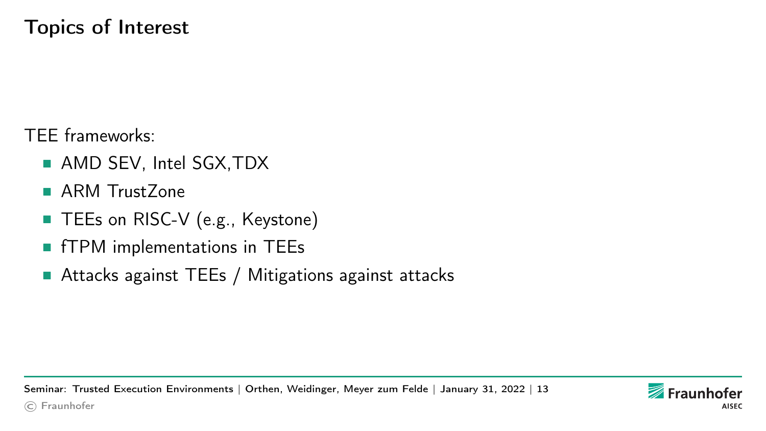# Topics of Interest

TEE frameworks:

- AMD SEV, Intel SGX,TDX
- ARM TrustZone
- TEEs on RISC-V (e.g., Keystone)
- fTPM implementations in TEEs
- Attacks against TEEs / Mitigations against attacks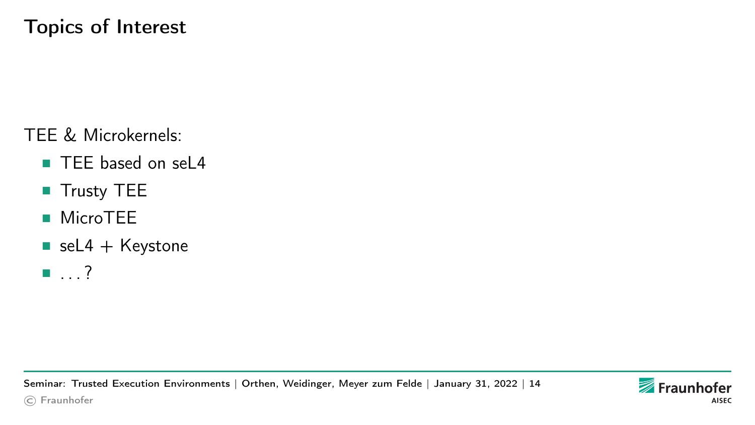# Topics of Interest

TEE & Microkernels:

- TEE based on seL4
- Trusty TEE
- MicroTEE
- seL4 + Keystone
- . . . ?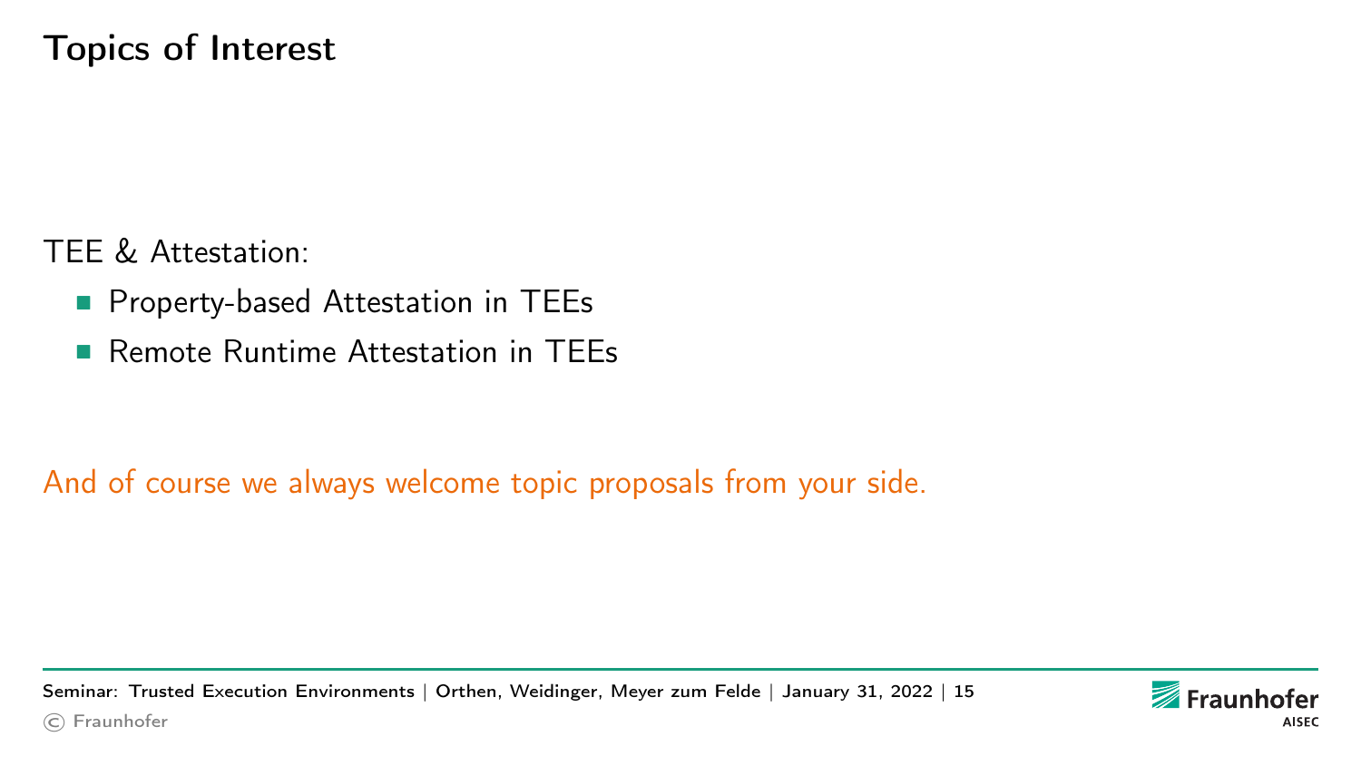# Topics of Interest

TEE & Attestation:

- Property-based Attestation in TEEs
- Remote Runtime Attestation in TEEs

And of course we always welcome topic proposals from your side.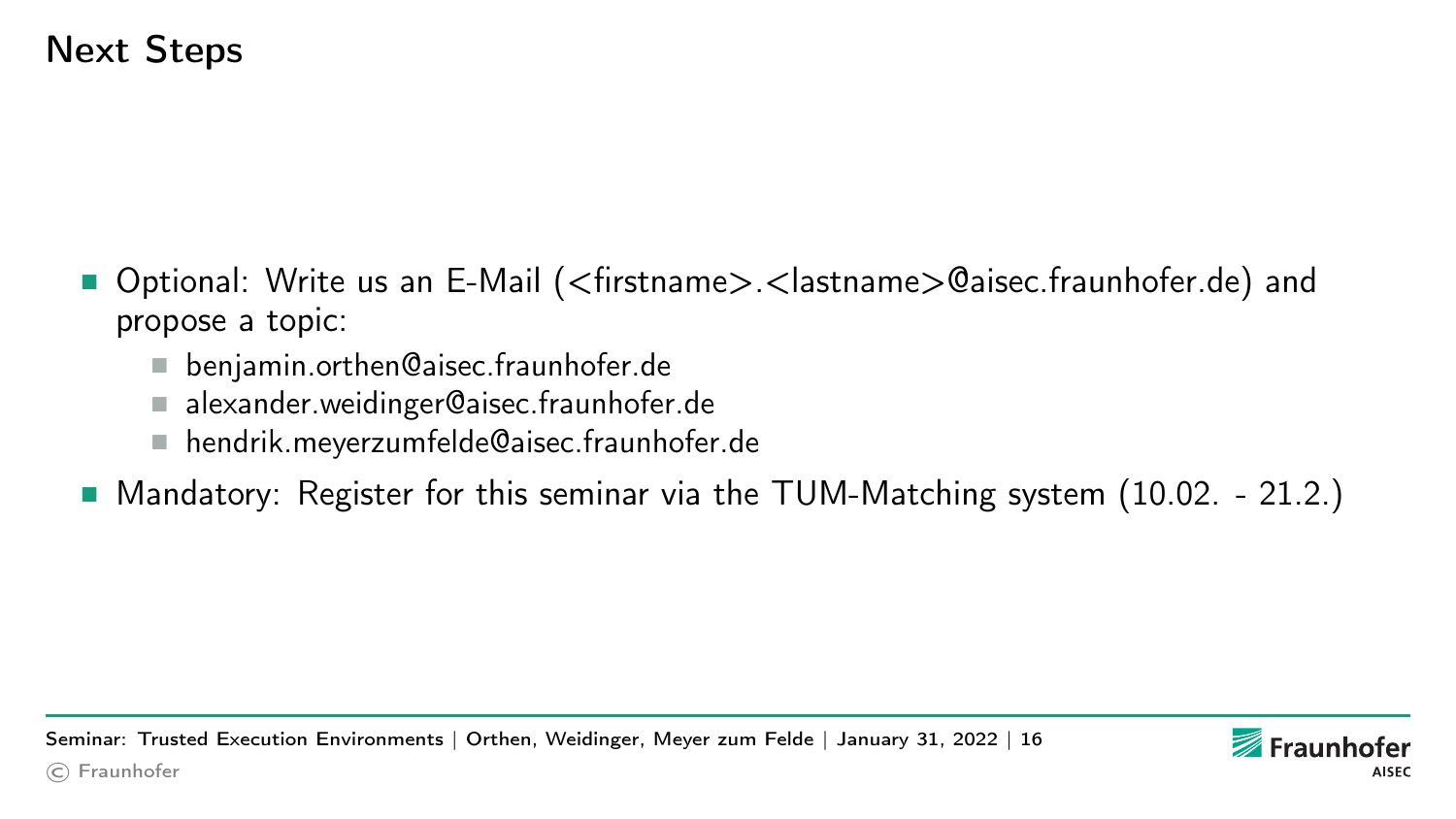# Next Steps

- Optional: Write us an E-Mail (<firstname>.<lastname>@aisec.fraunhofer.de) and propose a topic:
  - benjamin.orthen@aisec.fraunhofer.de
  - alexander.weidinger@aisec.fraunhofer.de
  - hendrik.meyerzumfelde@aisec.fraunhofer.de
- Mandatory: Register for this seminar via the TUM-Matching system (10.02. - 21.2.)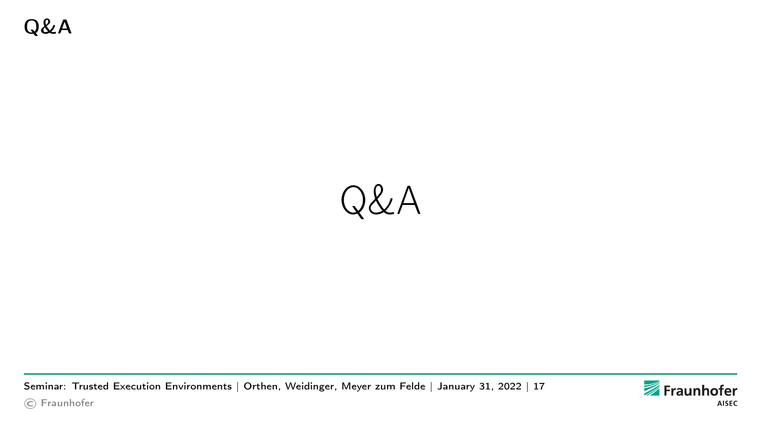# Q&A

Q&A